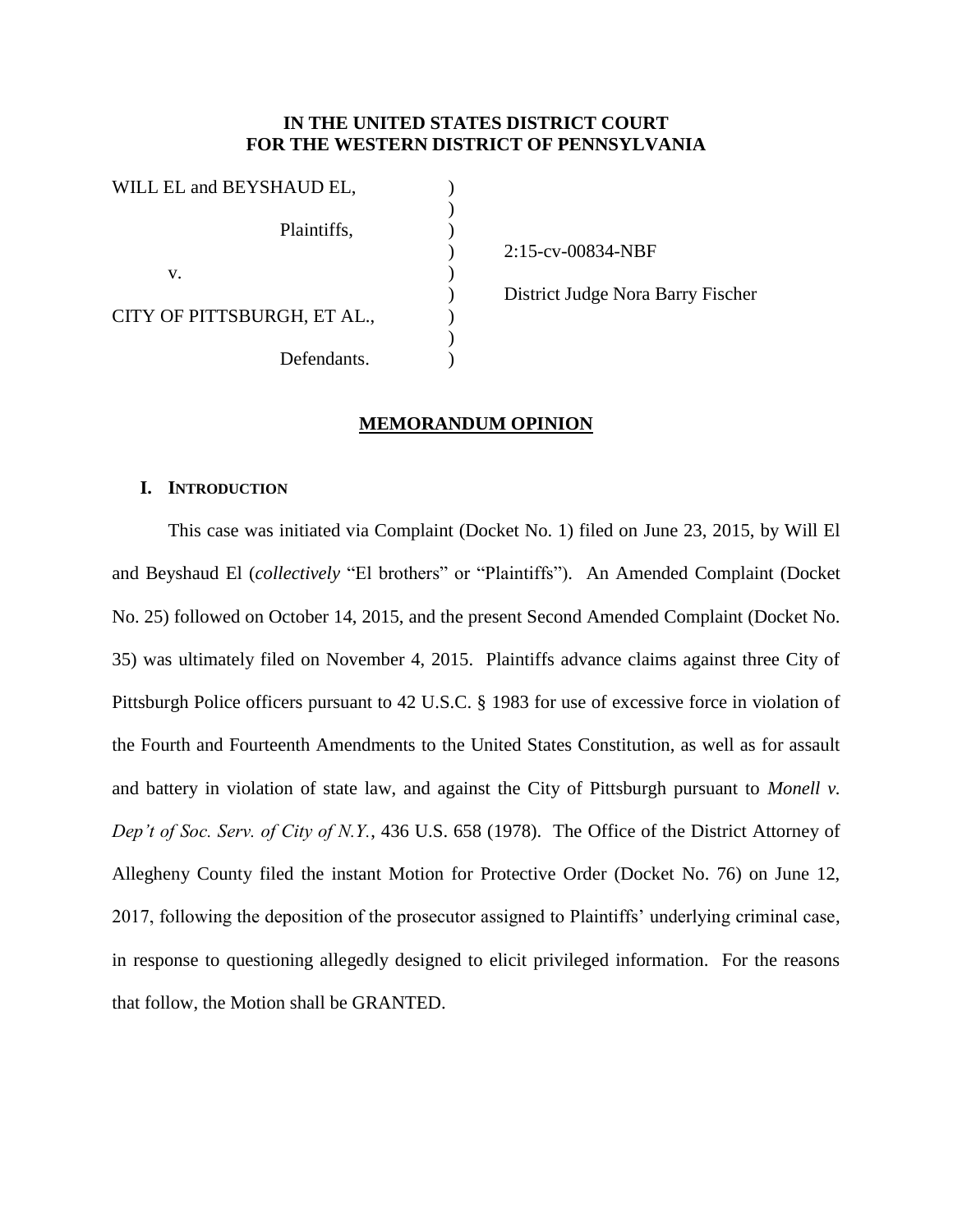**IN THE UNITED STATES DISTRICT COURT**
**FOR THE WESTERN DISTRICT OF PENNSYLVANIA**

| | | |
|---|---|---|
| WILL EL and BEYSHAUD EL, | ) | |
| | ) | |
| Plaintiffs, | ) | |
| | ) | 2:15-cv-00834-NBF |
| v. | ) | |
| | ) | District Judge Nora Barry Fischer |
| CITY OF PITTSBURGH, ET AL., | ) | |
| | ) | |
| Defendants. | ) | |

## MEMORANDUM OPINION

### I. INTRODUCTION

This case was initiated via Complaint (Docket No. 1) filed on June 23, 2015, by Will El and Beyshaud El (*collectively* "El brothers" or "Plaintiffs"). An Amended Complaint (Docket No. 25) followed on October 14, 2015, and the present Second Amended Complaint (Docket No. 35) was ultimately filed on November 4, 2015. Plaintiffs advance claims against three City of Pittsburgh Police officers pursuant to 42 U.S.C. § 1983 for use of excessive force in violation of the Fourth and Fourteenth Amendments to the United States Constitution, as well as for assault and battery in violation of state law, and against the City of Pittsburgh pursuant to *Monell v. Dep't of Soc. Serv. of City of N.Y.*, 436 U.S. 658 (1978). The Office of the District Attorney of Allegheny County filed the instant Motion for Protective Order (Docket No. 76) on June 12, 2017, following the deposition of the prosecutor assigned to Plaintiffs' underlying criminal case, in response to questioning allegedly designed to elicit privileged information. For the reasons that follow, the Motion shall be GRANTED.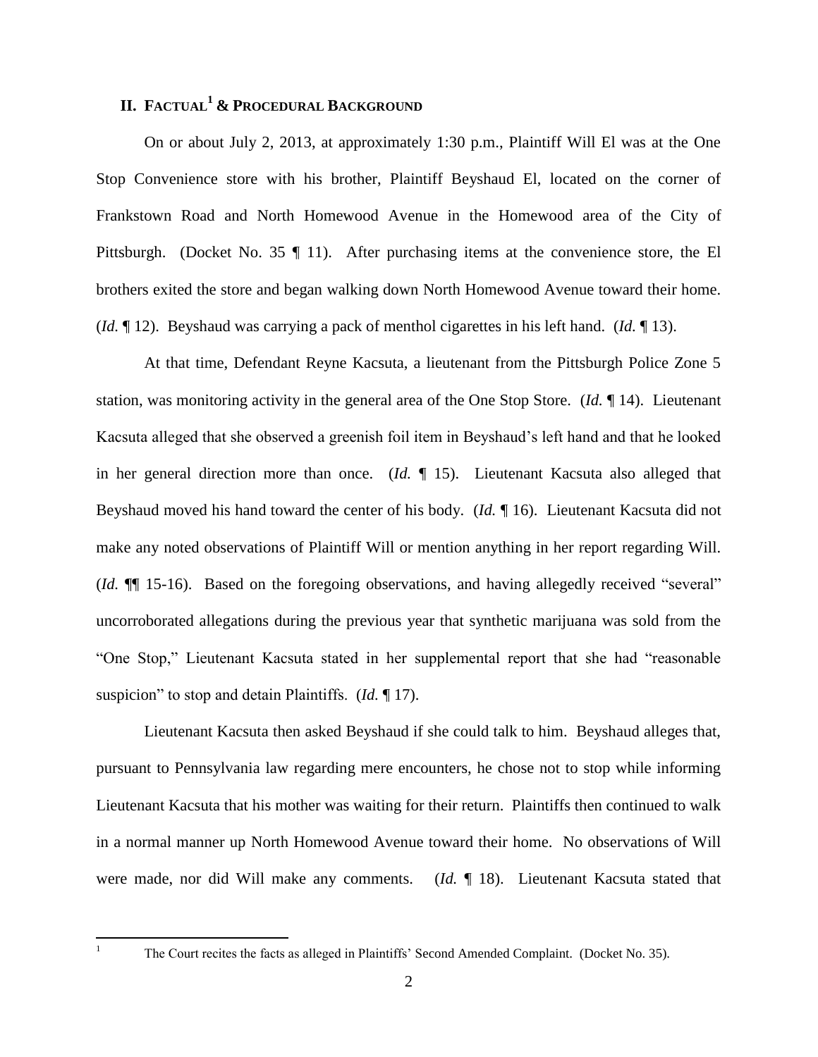## II. FACTUAL[1] & PROCEDURAL BACKGROUND

On or about July 2, 2013, at approximately 1:30 p.m., Plaintiff Will El was at the One Stop Convenience store with his brother, Plaintiff Beyshaud El, located on the corner of Frankstown Road and North Homewood Avenue in the Homewood area of the City of Pittsburgh. (Docket No. 35 ¶ 11). After purchasing items at the convenience store, the El brothers exited the store and began walking down North Homewood Avenue toward their home. (*Id.* ¶ 12). Beyshaud was carrying a pack of menthol cigarettes in his left hand. (*Id.* ¶ 13).

At that time, Defendant Reyne Kacsuta, a lieutenant from the Pittsburgh Police Zone 5 station, was monitoring activity in the general area of the One Stop Store. (*Id.* ¶ 14). Lieutenant Kacsuta alleged that she observed a greenish foil item in Beyshaud's left hand and that he looked in her general direction more than once. (*Id.* ¶ 15). Lieutenant Kacsuta also alleged that Beyshaud moved his hand toward the center of his body. (*Id.* ¶ 16). Lieutenant Kacsuta did not make any noted observations of Plaintiff Will or mention anything in her report regarding Will. (*Id.* ¶¶ 15-16). Based on the foregoing observations, and having allegedly received "several" uncorroborated allegations during the previous year that synthetic marijuana was sold from the "One Stop," Lieutenant Kacsuta stated in her supplemental report that she had "reasonable suspicion" to stop and detain Plaintiffs. (*Id.* ¶ 17).

Lieutenant Kacsuta then asked Beyshaud if she could talk to him. Beyshaud alleges that, pursuant to Pennsylvania law regarding mere encounters, he chose not to stop while informing Lieutenant Kacsuta that his mother was waiting for their return. Plaintiffs then continued to walk in a normal manner up North Homewood Avenue toward their home. No observations of Will were made, nor did Will make any comments. (*Id.* ¶ 18). Lieutenant Kacsuta stated that

---

[1] The Court recites the facts as alleged in Plaintiffs' Second Amended Complaint. (Docket No. 35).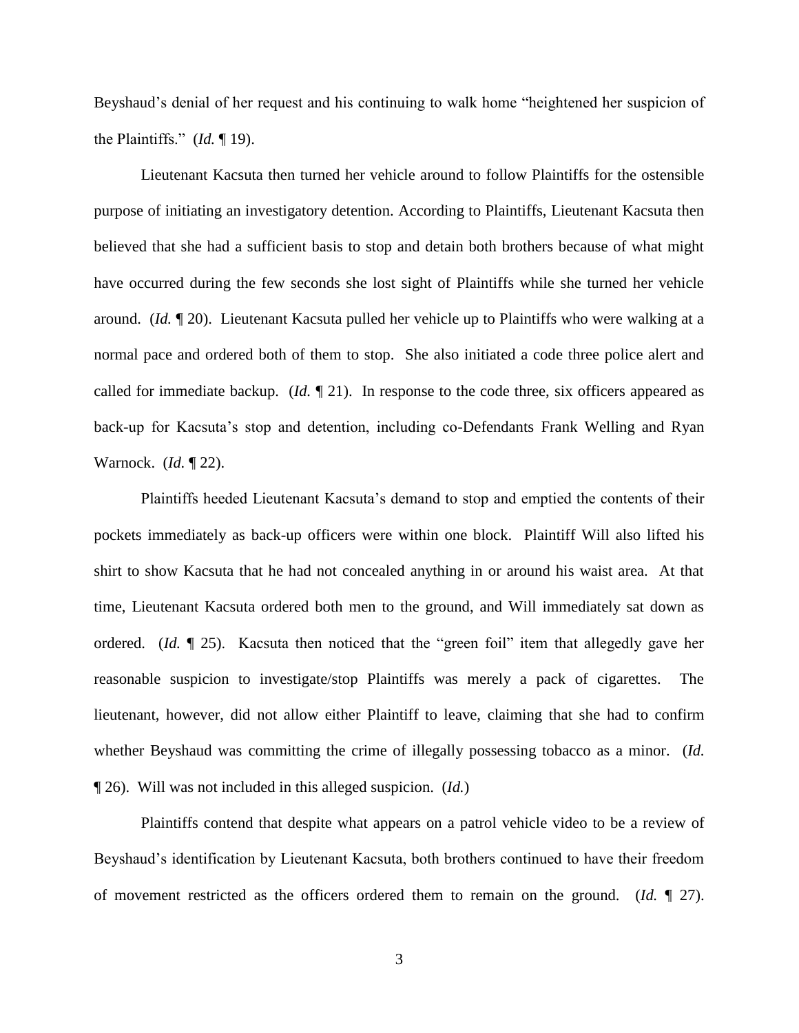Beyshaud's denial of her request and his continuing to walk home "heightened her suspicion of the Plaintiffs." (*Id.* ¶ 19).

Lieutenant Kacsuta then turned her vehicle around to follow Plaintiffs for the ostensible purpose of initiating an investigatory detention. According to Plaintiffs, Lieutenant Kacsuta then believed that she had a sufficient basis to stop and detain both brothers because of what might have occurred during the few seconds she lost sight of Plaintiffs while she turned her vehicle around. (*Id.* ¶ 20). Lieutenant Kacsuta pulled her vehicle up to Plaintiffs who were walking at a normal pace and ordered both of them to stop. She also initiated a code three police alert and called for immediate backup. (*Id.* ¶ 21). In response to the code three, six officers appeared as back-up for Kacsuta's stop and detention, including co-Defendants Frank Welling and Ryan Warnock. (*Id.* ¶ 22).

Plaintiffs heeded Lieutenant Kacsuta's demand to stop and emptied the contents of their pockets immediately as back-up officers were within one block. Plaintiff Will also lifted his shirt to show Kacsuta that he had not concealed anything in or around his waist area. At that time, Lieutenant Kacsuta ordered both men to the ground, and Will immediately sat down as ordered. (*Id.* ¶ 25). Kacsuta then noticed that the "green foil" item that allegedly gave her reasonable suspicion to investigate/stop Plaintiffs was merely a pack of cigarettes. The lieutenant, however, did not allow either Plaintiff to leave, claiming that she had to confirm whether Beyshaud was committing the crime of illegally possessing tobacco as a minor. (*Id.* ¶ 26). Will was not included in this alleged suspicion. (*Id.*)

Plaintiffs contend that despite what appears on a patrol vehicle video to be a review of Beyshaud's identification by Lieutenant Kacsuta, both brothers continued to have their freedom of movement restricted as the officers ordered them to remain on the ground. (*Id.* ¶ 27).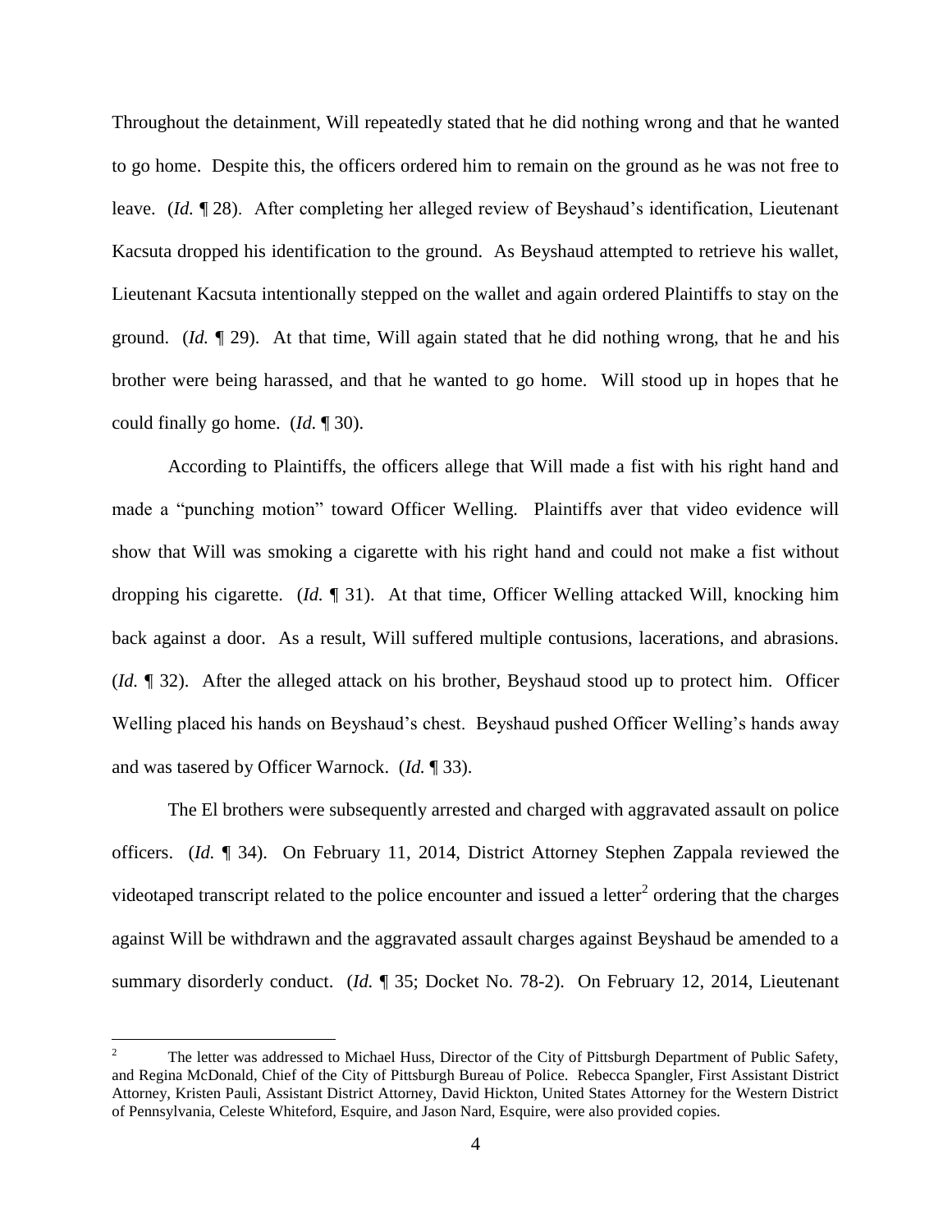Throughout the detainment, Will repeatedly stated that he did nothing wrong and that he wanted to go home. Despite this, the officers ordered him to remain on the ground as he was not free to leave. (*Id.* ¶ 28). After completing her alleged review of Beyshaud's identification, Lieutenant Kacsuta dropped his identification to the ground. As Beyshaud attempted to retrieve his wallet, Lieutenant Kacsuta intentionally stepped on the wallet and again ordered Plaintiffs to stay on the ground. (*Id.* ¶ 29). At that time, Will again stated that he did nothing wrong, that he and his brother were being harassed, and that he wanted to go home. Will stood up in hopes that he could finally go home. (*Id.* ¶ 30).

According to Plaintiffs, the officers allege that Will made a fist with his right hand and made a "punching motion" toward Officer Welling. Plaintiffs aver that video evidence will show that Will was smoking a cigarette with his right hand and could not make a fist without dropping his cigarette. (*Id.* ¶ 31). At that time, Officer Welling attacked Will, knocking him back against a door. As a result, Will suffered multiple contusions, lacerations, and abrasions. (*Id.* ¶ 32). After the alleged attack on his brother, Beyshaud stood up to protect him. Officer Welling placed his hands on Beyshaud's chest. Beyshaud pushed Officer Welling's hands away and was tasered by Officer Warnock. (*Id.* ¶ 33).

The El brothers were subsequently arrested and charged with aggravated assault on police officers. (*Id.* ¶ 34). On February 11, 2014, District Attorney Stephen Zappala reviewed the videotaped transcript related to the police encounter and issued a letter[2] ordering that the charges against Will be withdrawn and the aggravated assault charges against Beyshaud be amended to a summary disorderly conduct. (*Id.* ¶ 35; Docket No. 78-2). On February 12, 2014, Lieutenant

[2] The letter was addressed to Michael Huss, Director of the City of Pittsburgh Department of Public Safety, and Regina McDonald, Chief of the City of Pittsburgh Bureau of Police. Rebecca Spangler, First Assistant District Attorney, Kristen Pauli, Assistant District Attorney, David Hickton, United States Attorney for the Western District of Pennsylvania, Celeste Whiteford, Esquire, and Jason Nard, Esquire, were also provided copies.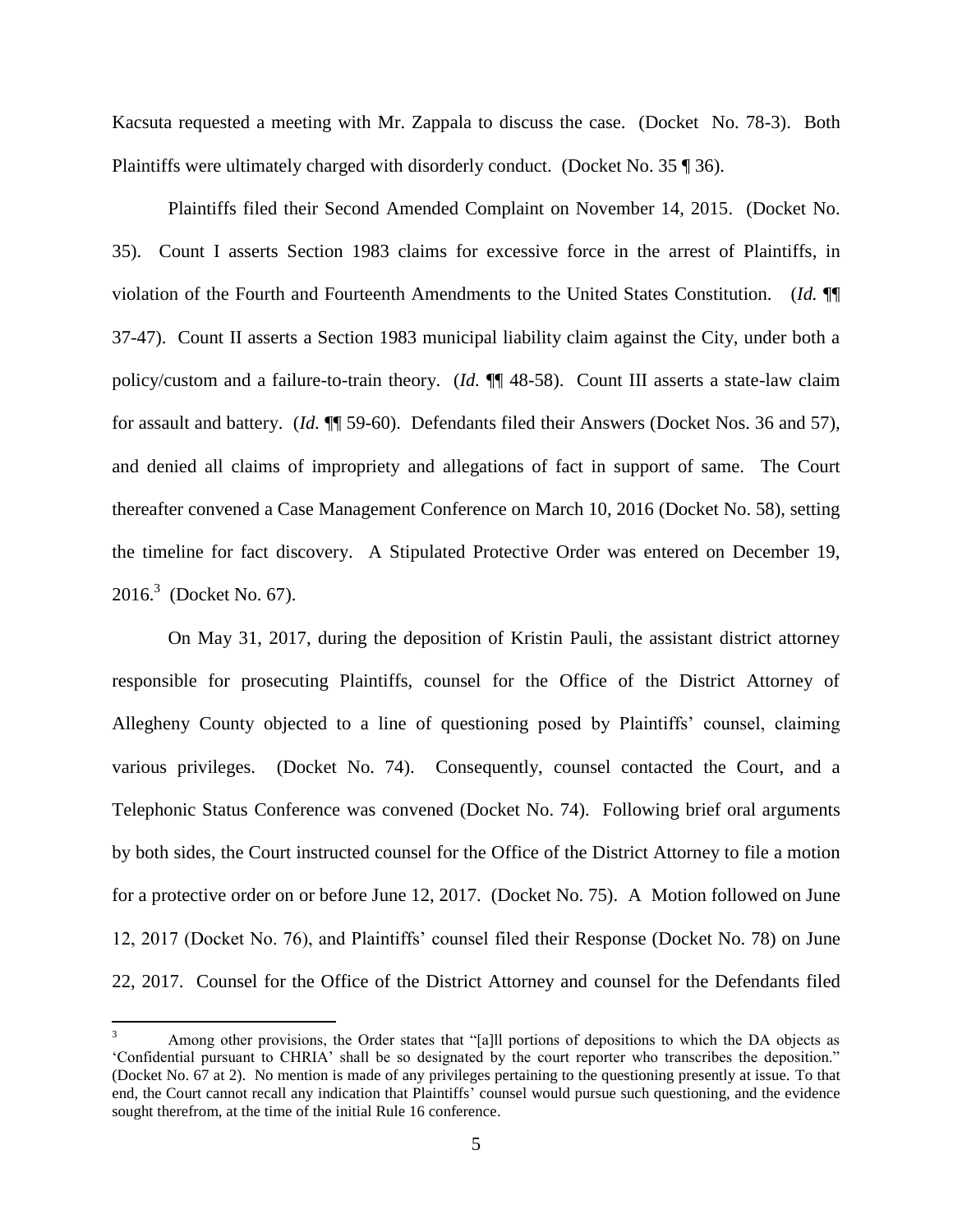Kacsuta requested a meeting with Mr. Zappala to discuss the case. (Docket No. 78-3). Both Plaintiffs were ultimately charged with disorderly conduct. (Docket No. 35 ¶ 36).

Plaintiffs filed their Second Amended Complaint on November 14, 2015. (Docket No. 35). Count I asserts Section 1983 claims for excessive force in the arrest of Plaintiffs, in violation of the Fourth and Fourteenth Amendments to the United States Constitution. (*Id.* ¶¶ 37-47). Count II asserts a Section 1983 municipal liability claim against the City, under both a policy/custom and a failure-to-train theory. (*Id.* ¶¶ 48-58). Count III asserts a state-law claim for assault and battery. (*Id.* ¶¶ 59-60). Defendants filed their Answers (Docket Nos. 36 and 57), and denied all claims of impropriety and allegations of fact in support of same. The Court thereafter convened a Case Management Conference on March 10, 2016 (Docket No. 58), setting the timeline for fact discovery. A Stipulated Protective Order was entered on December 19, 2016.[3] (Docket No. 67).

On May 31, 2017, during the deposition of Kristin Pauli, the assistant district attorney responsible for prosecuting Plaintiffs, counsel for the Office of the District Attorney of Allegheny County objected to a line of questioning posed by Plaintiffs' counsel, claiming various privileges. (Docket No. 74). Consequently, counsel contacted the Court, and a Telephonic Status Conference was convened (Docket No. 74). Following brief oral arguments by both sides, the Court instructed counsel for the Office of the District Attorney to file a motion for a protective order on or before June 12, 2017. (Docket No. 75). A Motion followed on June 12, 2017 (Docket No. 76), and Plaintiffs' counsel filed their Response (Docket No. 78) on June 22, 2017. Counsel for the Office of the District Attorney and counsel for the Defendants filed

---

[3] Among other provisions, the Order states that "[a]ll portions of depositions to which the DA objects as 'Confidential pursuant to CHRIA' shall be so designated by the court reporter who transcribes the deposition." (Docket No. 67 at 2). No mention is made of any privileges pertaining to the questioning presently at issue. To that end, the Court cannot recall any indication that Plaintiffs' counsel would pursue such questioning, and the evidence sought therefrom, at the time of the initial Rule 16 conference.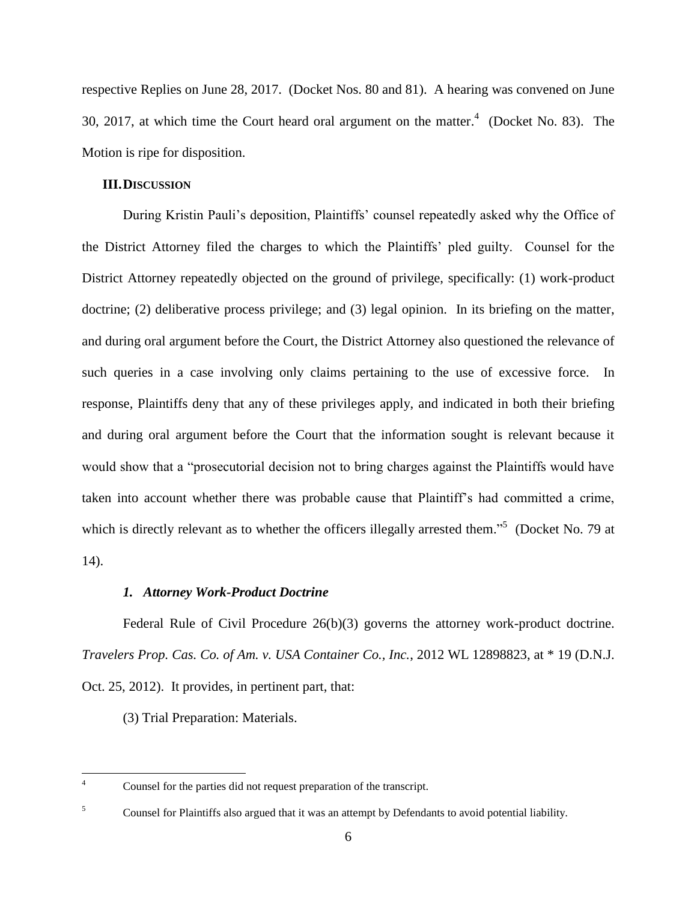respective Replies on June 28, 2017. (Docket Nos. 80 and 81). A hearing was convened on June 30, 2017, at which time the Court heard oral argument on the matter.[4] (Docket No. 83). The Motion is ripe for disposition.

## III. DISCUSSION

During Kristin Pauli's deposition, Plaintiffs' counsel repeatedly asked why the Office of the District Attorney filed the charges to which the Plaintiffs' pled guilty. Counsel for the District Attorney repeatedly objected on the ground of privilege, specifically: (1) work-product doctrine; (2) deliberative process privilege; and (3) legal opinion. In its briefing on the matter, and during oral argument before the Court, the District Attorney also questioned the relevance of such queries in a case involving only claims pertaining to the use of excessive force. In response, Plaintiffs deny that any of these privileges apply, and indicated in both their briefing and during oral argument before the Court that the information sought is relevant because it would show that a "prosecutorial decision not to bring charges against the Plaintiffs would have taken into account whether there was probable cause that Plaintiff's had committed a crime, which is directly relevant as to whether the officers illegally arrested them."[5] (Docket No. 79 at 14).

### *1. Attorney Work-Product Doctrine*

Federal Rule of Civil Procedure 26(b)(3) governs the attorney work-product doctrine. *Travelers Prop. Cas. Co. of Am. v. USA Container Co., Inc.*, 2012 WL 12898823, at * 19 (D.N.J. Oct. 25, 2012). It provides, in pertinent part, that:

(3) Trial Preparation: Materials.

---

[4] Counsel for the parties did not request preparation of the transcript.

[5] Counsel for Plaintiffs also argued that it was an attempt by Defendants to avoid potential liability.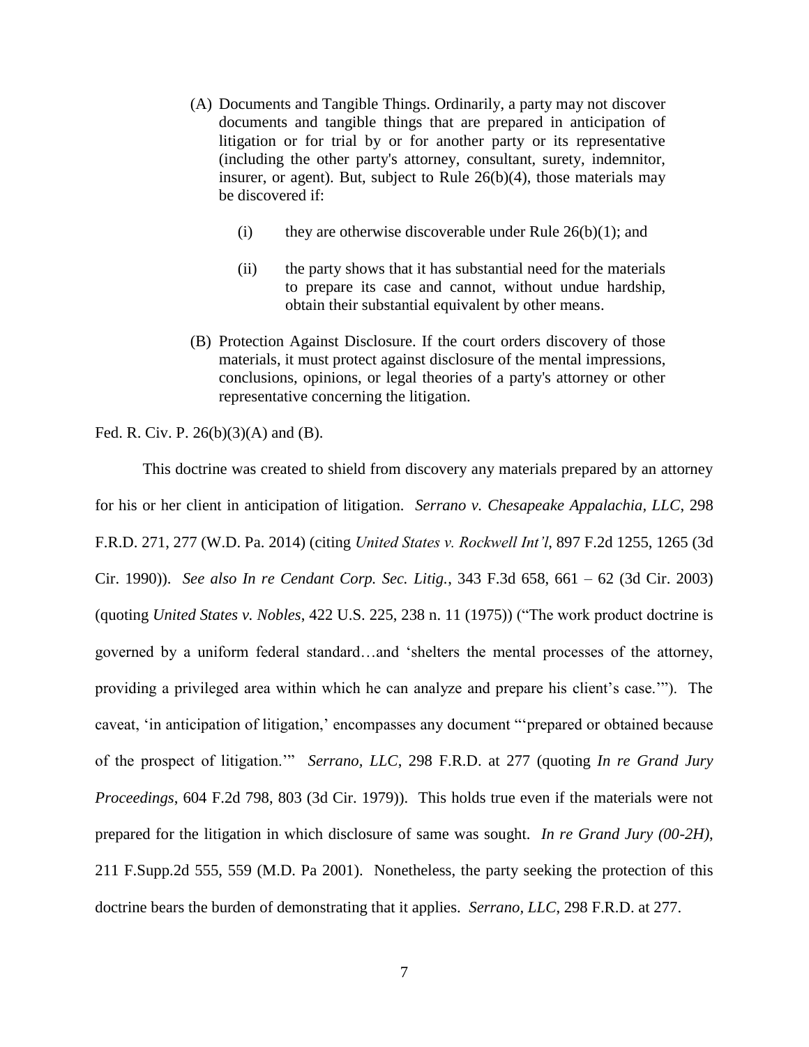> (A) Documents and Tangible Things. Ordinarily, a party may not discover documents and tangible things that are prepared in anticipation of litigation or for trial by or for another party or its representative (including the other party's attorney, consultant, surety, indemnitor, insurer, or agent). But, subject to Rule 26(b)(4), those materials may be discovered if:
>
> > (i) they are otherwise discoverable under Rule 26(b)(1); and
> >
> > (ii) the party shows that it has substantial need for the materials to prepare its case and cannot, without undue hardship, obtain their substantial equivalent by other means.
>
> (B) Protection Against Disclosure. If the court orders discovery of those materials, it must protect against disclosure of the mental impressions, conclusions, opinions, or legal theories of a party's attorney or other representative concerning the litigation.

Fed. R. Civ. P. 26(b)(3)(A) and (B).

This doctrine was created to shield from discovery any materials prepared by an attorney for his or her client in anticipation of litigation. *Serrano v. Chesapeake Appalachia, LLC*, 298 F.R.D. 271, 277 (W.D. Pa. 2014) (citing *United States v. Rockwell Int'l*, 897 F.2d 1255, 1265 (3d Cir. 1990)). *See also In re Cendant Corp. Sec. Litig.*, 343 F.3d 658, 661 – 62 (3d Cir. 2003) (quoting *United States v. Nobles*, 422 U.S. 225, 238 n. 11 (1975)) ("The work product doctrine is governed by a uniform federal standard…and 'shelters the mental processes of the attorney, providing a privileged area within which he can analyze and prepare his client's case.'"). The caveat, 'in anticipation of litigation,' encompasses any document "'prepared or obtained because of the prospect of litigation.'" *Serrano, LLC*, 298 F.R.D. at 277 (quoting *In re Grand Jury Proceedings*, 604 F.2d 798, 803 (3d Cir. 1979)). This holds true even if the materials were not prepared for the litigation in which disclosure of same was sought. *In re Grand Jury (00-2H)*, 211 F.Supp.2d 555, 559 (M.D. Pa 2001). Nonetheless, the party seeking the protection of this doctrine bears the burden of demonstrating that it applies. *Serrano, LLC*, 298 F.R.D. at 277.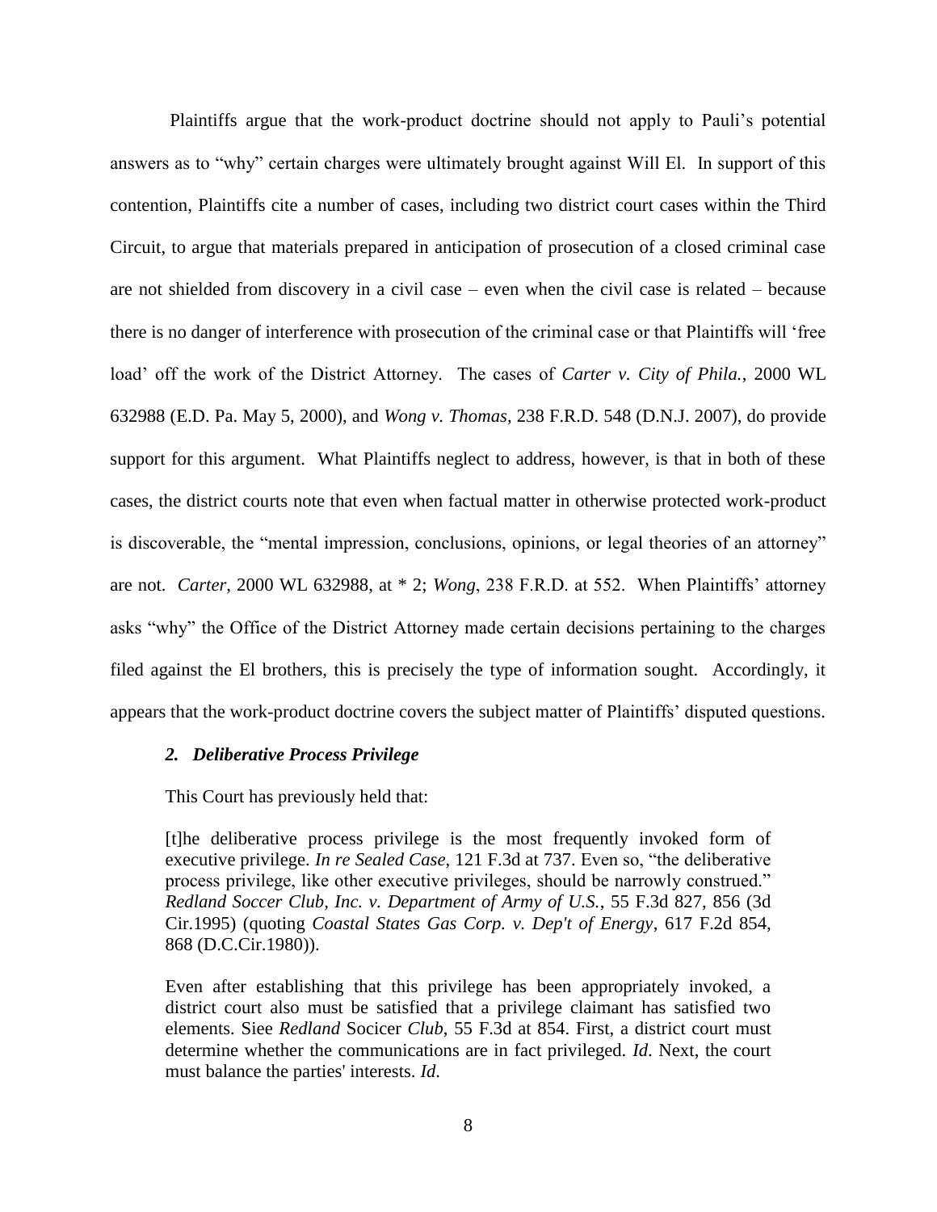Plaintiffs argue that the work-product doctrine should not apply to Pauli's potential answers as to "why" certain charges were ultimately brought against Will El. In support of this contention, Plaintiffs cite a number of cases, including two district court cases within the Third Circuit, to argue that materials prepared in anticipation of prosecution of a closed criminal case are not shielded from discovery in a civil case – even when the civil case is related – because there is no danger of interference with prosecution of the criminal case or that Plaintiffs will 'free load' off the work of the District Attorney. The cases of *Carter v. City of Phila.*, 2000 WL 632988 (E.D. Pa. May 5, 2000), and *Wong v. Thomas*, 238 F.R.D. 548 (D.N.J. 2007), do provide support for this argument. What Plaintiffs neglect to address, however, is that in both of these cases, the district courts note that even when factual matter in otherwise protected work-product is discoverable, the "mental impression, conclusions, opinions, or legal theories of an attorney" are not. *Carter*, 2000 WL 632988, at * 2; *Wong*, 238 F.R.D. at 552. When Plaintiffs' attorney asks "why" the Office of the District Attorney made certain decisions pertaining to the charges filed against the El brothers, this is precisely the type of information sought. Accordingly, it appears that the work-product doctrine covers the subject matter of Plaintiffs' disputed questions.

### *2. Deliberative Process Privilege*

This Court has previously held that:

> [t]he deliberative process privilege is the most frequently invoked form of executive privilege. *In re Sealed Case*, 121 F.3d at 737. Even so, "the deliberative process privilege, like other executive privileges, should be narrowly construed." *Redland Soccer Club, Inc. v. Department of Army of U.S.*, 55 F.3d 827, 856 (3d Cir.1995) (quoting *Coastal States Gas Corp. v. Dep't of Energy*, 617 F.2d 854, 868 (D.C.Cir.1980)).
>
> Even after establishing that this privilege has been appropriately invoked, a district court also must be satisfied that a privilege claimant has satisfied two elements. Siee *Redland* Socicer *Club*, 55 F.3d at 854. First, a district court must determine whether the communications are in fact privileged. *Id*. Next, the court must balance the parties' interests. *Id*.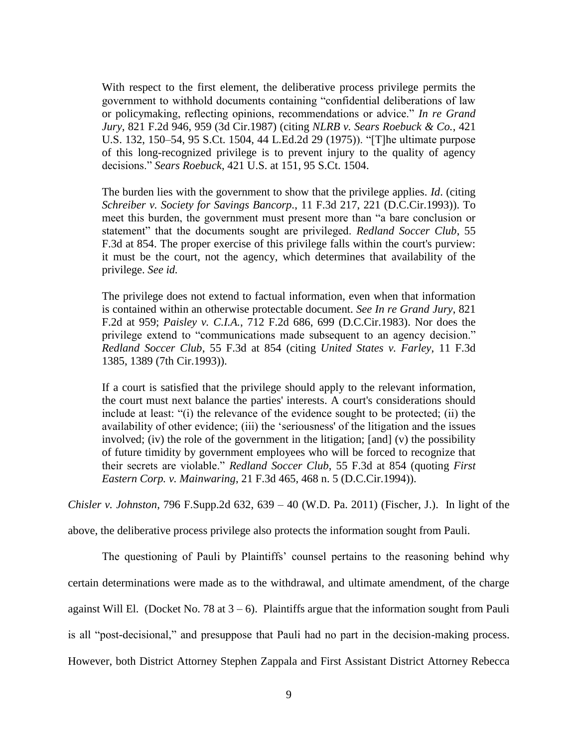> With respect to the first element, the deliberative process privilege permits the government to withhold documents containing "confidential deliberations of law or policymaking, reflecting opinions, recommendations or advice." *In re Grand Jury*, 821 F.2d 946, 959 (3d Cir.1987) (citing *NLRB v. Sears Roebuck & Co.*, 421 U.S. 132, 150–54, 95 S.Ct. 1504, 44 L.Ed.2d 29 (1975)). "[T]he ultimate purpose of this long-recognized privilege is to prevent injury to the quality of agency decisions." *Sears Roebuck*, 421 U.S. at 151, 95 S.Ct. 1504.
>
> The burden lies with the government to show that the privilege applies. *Id*. (citing *Schreiber v. Society for Savings Bancorp.*, 11 F.3d 217, 221 (D.C.Cir.1993)). To meet this burden, the government must present more than "a bare conclusion or statement" that the documents sought are privileged. *Redland Soccer Club*, 55 F.3d at 854. The proper exercise of this privilege falls within the court's purview: it must be the court, not the agency, which determines that availability of the privilege. *See id.*
>
> The privilege does not extend to factual information, even when that information is contained within an otherwise protectable document. *See In re Grand Jury*, 821 F.2d at 959; *Paisley v. C.I.A.*, 712 F.2d 686, 699 (D.C.Cir.1983). Nor does the privilege extend to "communications made subsequent to an agency decision." *Redland Soccer Club*, 55 F.3d at 854 (citing *United States v. Farley*, 11 F.3d 1385, 1389 (7th Cir.1993)).
>
> If a court is satisfied that the privilege should apply to the relevant information, the court must next balance the parties' interests. A court's considerations should include at least: "(i) the relevance of the evidence sought to be protected; (ii) the availability of other evidence; (iii) the 'seriousness' of the litigation and the issues involved; (iv) the role of the government in the litigation; [and] (v) the possibility of future timidity by government employees who will be forced to recognize that their secrets are violable." *Redland Soccer Club*, 55 F.3d at 854 (quoting *First Eastern Corp. v. Mainwaring*, 21 F.3d 465, 468 n. 5 (D.C.Cir.1994)).

*Chisler v. Johnston*, 796 F.Supp.2d 632, 639 – 40 (W.D. Pa. 2011) (Fischer, J.). In light of the above, the deliberative process privilege also protects the information sought from Pauli.

The questioning of Pauli by Plaintiffs' counsel pertains to the reasoning behind why certain determinations were made as to the withdrawal, and ultimate amendment, of the charge against Will El. (Docket No. 78 at 3 – 6). Plaintiffs argue that the information sought from Pauli is all "post-decisional," and presuppose that Pauli had no part in the decision-making process. However, both District Attorney Stephen Zappala and First Assistant District Attorney Rebecca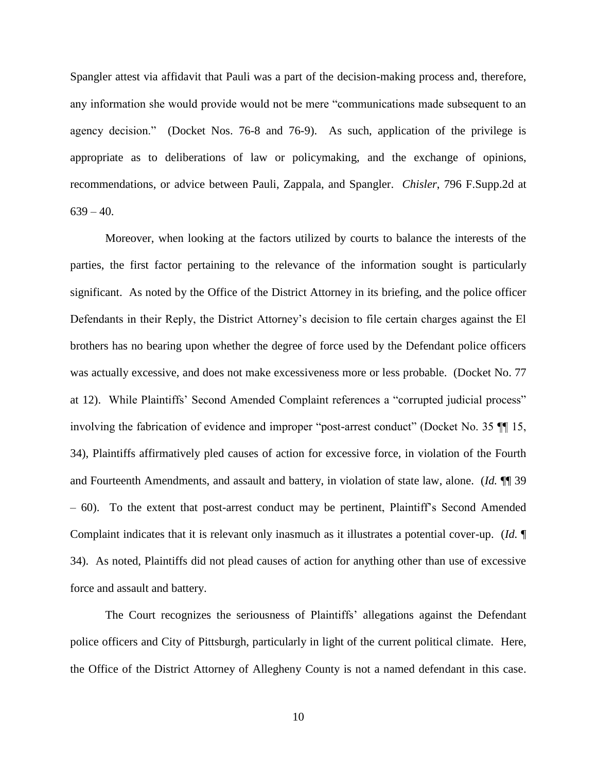Spangler attest via affidavit that Pauli was a part of the decision-making process and, therefore, any information she would provide would not be mere "communications made subsequent to an agency decision." (Docket Nos. 76-8 and 76-9). As such, application of the privilege is appropriate as to deliberations of law or policymaking, and the exchange of opinions, recommendations, or advice between Pauli, Zappala, and Spangler. *Chisler*, 796 F.Supp.2d at 639 – 40.

Moreover, when looking at the factors utilized by courts to balance the interests of the parties, the first factor pertaining to the relevance of the information sought is particularly significant. As noted by the Office of the District Attorney in its briefing, and the police officer Defendants in their Reply, the District Attorney's decision to file certain charges against the El brothers has no bearing upon whether the degree of force used by the Defendant police officers was actually excessive, and does not make excessiveness more or less probable. (Docket No. 77 at 12). While Plaintiffs' Second Amended Complaint references a "corrupted judicial process" involving the fabrication of evidence and improper "post-arrest conduct" (Docket No. 35 ¶¶ 15, 34), Plaintiffs affirmatively pled causes of action for excessive force, in violation of the Fourth and Fourteenth Amendments, and assault and battery, in violation of state law, alone. (*Id.* ¶¶ 39 – 60). To the extent that post-arrest conduct may be pertinent, Plaintiff's Second Amended Complaint indicates that it is relevant only inasmuch as it illustrates a potential cover-up. (*Id.* ¶ 34). As noted, Plaintiffs did not plead causes of action for anything other than use of excessive force and assault and battery.

The Court recognizes the seriousness of Plaintiffs' allegations against the Defendant police officers and City of Pittsburgh, particularly in light of the current political climate. Here, the Office of the District Attorney of Allegheny County is not a named defendant in this case.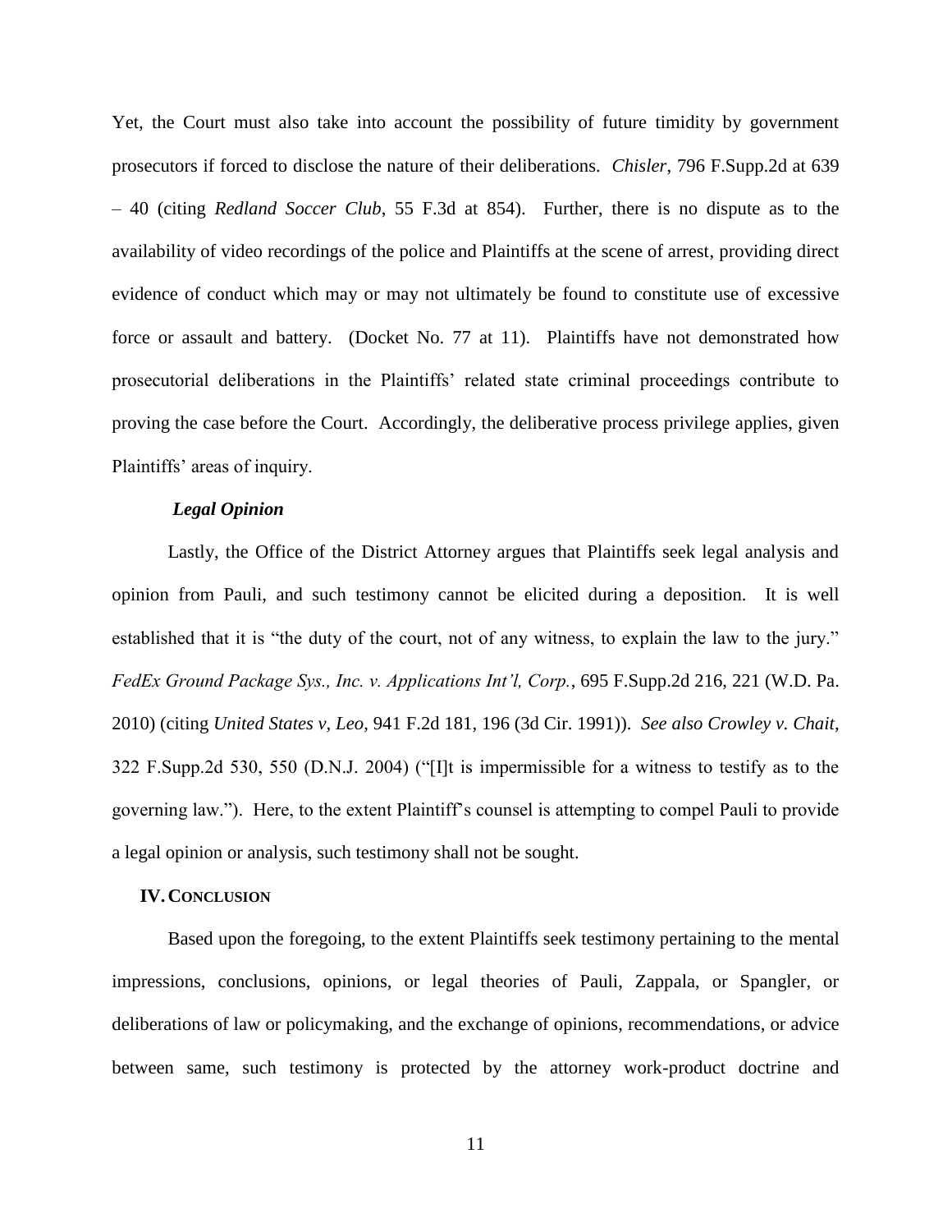Yet, the Court must also take into account the possibility of future timidity by government prosecutors if forced to disclose the nature of their deliberations. *Chisler*, 796 F.Supp.2d at 639 – 40 (citing *Redland Soccer Club*, 55 F.3d at 854). Further, there is no dispute as to the availability of video recordings of the police and Plaintiffs at the scene of arrest, providing direct evidence of conduct which may or may not ultimately be found to constitute use of excessive force or assault and battery. (Docket No. 77 at 11). Plaintiffs have not demonstrated how prosecutorial deliberations in the Plaintiffs' related state criminal proceedings contribute to proving the case before the Court. Accordingly, the deliberative process privilege applies, given Plaintiffs' areas of inquiry.

***Legal Opinion***

Lastly, the Office of the District Attorney argues that Plaintiffs seek legal analysis and opinion from Pauli, and such testimony cannot be elicited during a deposition. It is well established that it is "the duty of the court, not of any witness, to explain the law to the jury." *FedEx Ground Package Sys., Inc. v. Applications Int'l, Corp.*, 695 F.Supp.2d 216, 221 (W.D. Pa. 2010) (citing *United States v, Leo*, 941 F.2d 181, 196 (3d Cir. 1991)). *See also Crowley v. Chait*, 322 F.Supp.2d 530, 550 (D.N.J. 2004) ("[I]t is impermissible for a witness to testify as to the governing law."). Here, to the extent Plaintiff's counsel is attempting to compel Pauli to provide a legal opinion or analysis, such testimony shall not be sought.

## IV. CONCLUSION

Based upon the foregoing, to the extent Plaintiffs seek testimony pertaining to the mental impressions, conclusions, opinions, or legal theories of Pauli, Zappala, or Spangler, or deliberations of law or policymaking, and the exchange of opinions, recommendations, or advice between same, such testimony is protected by the attorney work-product doctrine and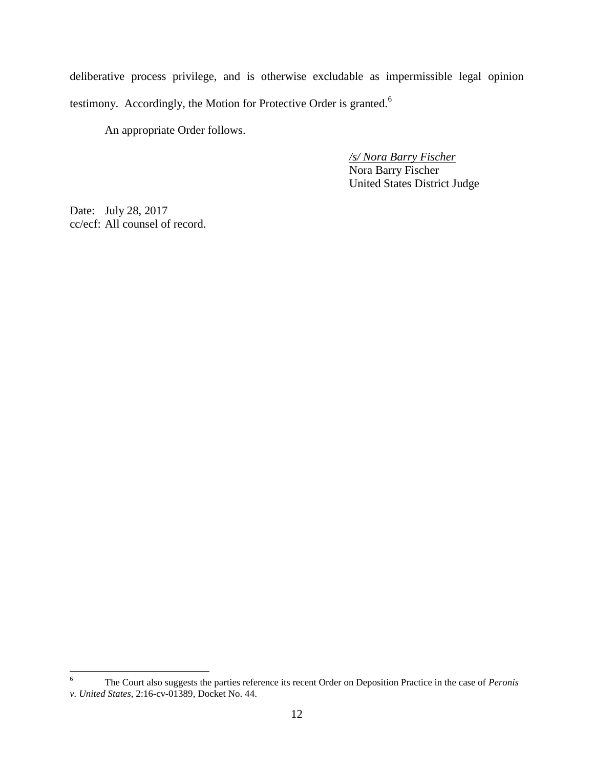deliberative process privilege, and is otherwise excludable as impermissible legal opinion testimony. Accordingly, the Motion for Protective Order is granted.[6]

An appropriate Order follows.

*/s/ Nora Barry Fischer*
Nora Barry Fischer
United States District Judge

Date: July 28, 2017
cc/ecf: All counsel of record.

---

[6] The Court also suggests the parties reference its recent Order on Deposition Practice in the case of *Peronis v. United States*, 2:16-cv-01389, Docket No. 44.